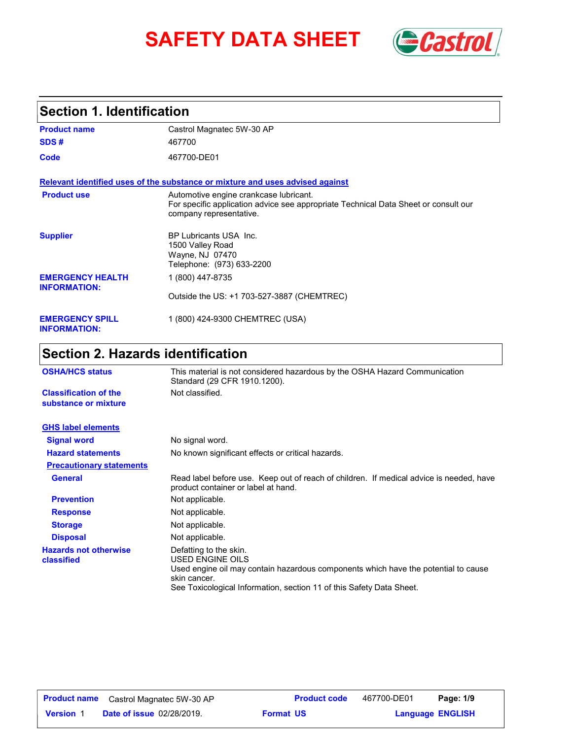# SAFETY DATA SHEET

## Section 1. Identification

| | |
|---|---|
| **Product name** | Castrol Magnatec 5W-30 AP |
| **SDS #** | 467700 |
| **Code** | 467700-DE01 |

**Relevant identified uses of the substance or mixture and uses advised against**

| | |
|---|---|
| **Product use** | Automotive engine crankcase lubricant.<br>For specific application advice see appropriate Technical Data Sheet or consult our company representative. |
| **Supplier** | BP Lubricants USA Inc.<br>1500 Valley Road<br>Wayne, NJ 07470<br>Telephone: (973) 633-2200 |
| **EMERGENCY HEALTH INFORMATION:** | 1 (800) 447-8735<br><br>Outside the US: +1 703-527-3887 (CHEMTREC) |
| **EMERGENCY SPILL INFORMATION:** | 1 (800) 424-9300 CHEMTREC (USA) |

## Section 2. Hazards identification

| | |
|---|---|
| **OSHA/HCS status** | This material is not considered hazardous by the OSHA Hazard Communication Standard (29 CFR 1910.1200). |
| **Classification of the substance or mixture** | Not classified. |

**GHS label elements**

| | |
|---|---|
| **Signal word** | No signal word. |
| **Hazard statements** | No known significant effects or critical hazards. |

**Precautionary statements**

| | |
|---|---|
| **General** | Read label before use. Keep out of reach of children. If medical advice is needed, have product container or label at hand. |
| **Prevention** | Not applicable. |
| **Response** | Not applicable. |
| **Storage** | Not applicable. |
| **Disposal** | Not applicable. |
| **Hazards not otherwise classified** | Defatting to the skin.<br>USED ENGINE OILS<br>Used engine oil may contain hazardous components which have the potential to cause skin cancer.<br>See Toxicological Information, section 11 of this Safety Data Sheet. |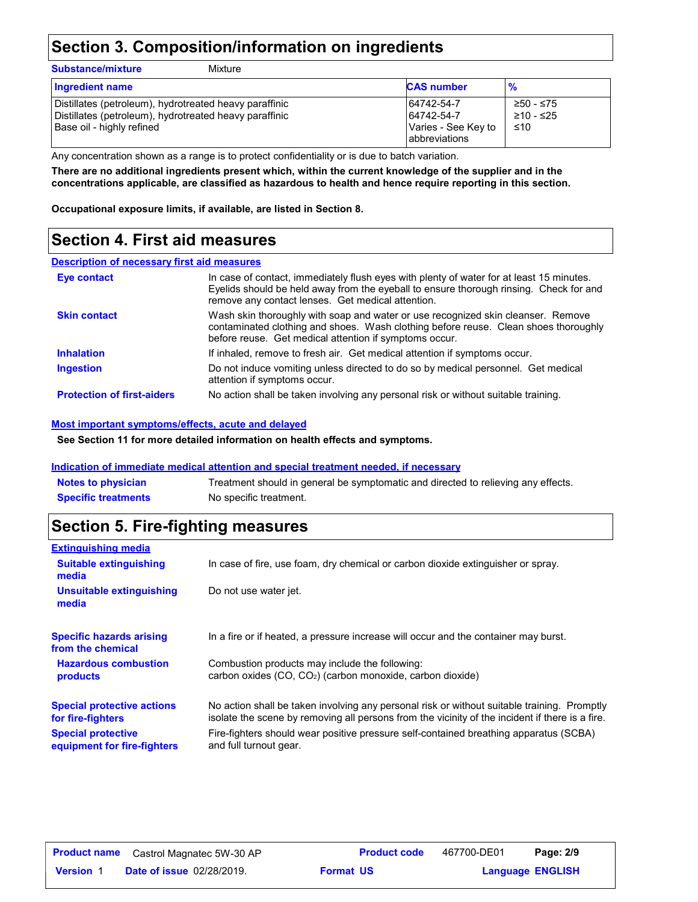# Section 3. Composition/information on ingredients

**Substance/mixture** Mixture

| Ingredient name | CAS number | % |
|---|---|---|
| Distillates (petroleum), hydrotreated heavy paraffinic | 64742-54-7 | ≥50 - ≤75 |
| Distillates (petroleum), hydrotreated heavy paraffinic | 64742-54-7 | ≥10 - ≤25 |
| Base oil - highly refined | Varies - See Key to abbreviations | ≤10 |

Any concentration shown as a range is to protect confidentiality or is due to batch variation.

**There are no additional ingredients present which, within the current knowledge of the supplier and in the concentrations applicable, are classified as hazardous to health and hence require reporting in this section.**

**Occupational exposure limits, if available, are listed in Section 8.**

# Section 4. First aid measures

## Description of necessary first aid measures

**Eye contact**
In case of contact, immediately flush eyes with plenty of water for at least 15 minutes. Eyelids should be held away from the eyeball to ensure thorough rinsing. Check for and remove any contact lenses. Get medical attention.

**Skin contact**
Wash skin thoroughly with soap and water or use recognized skin cleanser. Remove contaminated clothing and shoes. Wash clothing before reuse. Clean shoes thoroughly before reuse. Get medical attention if symptoms occur.

**Inhalation**
If inhaled, remove to fresh air. Get medical attention if symptoms occur.

**Ingestion**
Do not induce vomiting unless directed to do so by medical personnel. Get medical attention if symptoms occur.

**Protection of first-aiders**
No action shall be taken involving any personal risk or without suitable training.

## Most important symptoms/effects, acute and delayed

**See Section 11 for more detailed information on health effects and symptoms.**

## Indication of immediate medical attention and special treatment needed, if necessary

**Notes to physician**
Treatment should in general be symptomatic and directed to relieving any effects.

**Specific treatments**
No specific treatment.

# Section 5. Fire-fighting measures

## Extinguishing media

**Suitable extinguishing media**
In case of fire, use foam, dry chemical or carbon dioxide extinguisher or spray.

**Unsuitable extinguishing media**
Do not use water jet.

**Specific hazards arising from the chemical**
In a fire or if heated, a pressure increase will occur and the container may burst.

**Hazardous combustion products**
Combustion products may include the following:
carbon oxides (CO, $CO_2$) (carbon monoxide, carbon dioxide)

**Special protective actions for fire-fighters**
No action shall be taken involving any personal risk or without suitable training. Promptly isolate the scene by removing all persons from the vicinity of the incident if there is a fire.

**Special protective equipment for fire-fighters**
Fire-fighters should wear positive pressure self-contained breathing apparatus (SCBA) and full turnout gear.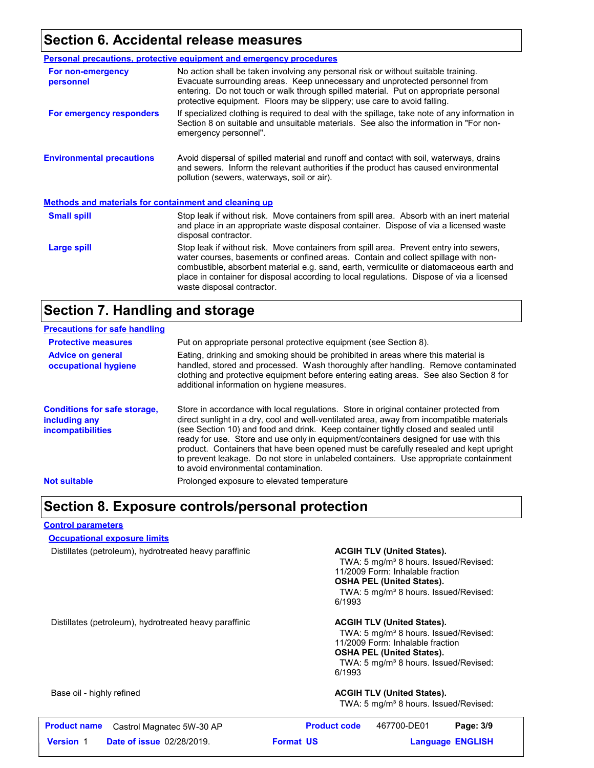## Section 6. Accidental release measures

**Personal precautions, protective equipment and emergency procedures**

**For non-emergency personnel**
No action shall be taken involving any personal risk or without suitable training. Evacuate surrounding areas. Keep unnecessary and unprotected personnel from entering. Do not touch or walk through spilled material. Put on appropriate personal protective equipment. Floors may be slippery; use care to avoid falling.

**For emergency responders**
If specialized clothing is required to deal with the spillage, take note of any information in Section 8 on suitable and unsuitable materials. See also the information in "For non-emergency personnel".

**Environmental precautions**
Avoid dispersal of spilled material and runoff and contact with soil, waterways, drains and sewers. Inform the relevant authorities if the product has caused environmental pollution (sewers, waterways, soil or air).

**Methods and materials for containment and cleaning up**

**Small spill**
Stop leak if without risk. Move containers from spill area. Absorb with an inert material and place in an appropriate waste disposal container. Dispose of via a licensed waste disposal contractor.

**Large spill**
Stop leak if without risk. Move containers from spill area. Prevent entry into sewers, water courses, basements or confined areas. Contain and collect spillage with non-combustible, absorbent material e.g. sand, earth, vermiculite or diatomaceous earth and place in container for disposal according to local regulations. Dispose of via a licensed waste disposal contractor.

## Section 7. Handling and storage

**Precautions for safe handling**

**Protective measures**
Put on appropriate personal protective equipment (see Section 8).

**Advice on general occupational hygiene**
Eating, drinking and smoking should be prohibited in areas where this material is handled, stored and processed. Wash thoroughly after handling. Remove contaminated clothing and protective equipment before entering eating areas. See also Section 8 for additional information on hygiene measures.

**Conditions for safe storage, including any incompatibilities**
Store in accordance with local regulations. Store in original container protected from direct sunlight in a dry, cool and well-ventilated area, away from incompatible materials (see Section 10) and food and drink. Keep container tightly closed and sealed until ready for use. Store and use only in equipment/containers designed for use with this product. Containers that have been opened must be carefully resealed and kept upright to prevent leakage. Do not store in unlabeled containers. Use appropriate containment to avoid environmental contamination.

**Not suitable**
Prolonged exposure to elevated temperature

## Section 8. Exposure controls/personal protection

**Control parameters**

**Occupational exposure limits**

| | |
|---|---|
| Distillates (petroleum), hydrotreated heavy paraffinic | **ACGIH TLV (United States).**<br>TWA: 5 mg/m³ 8 hours. Issued/Revised: 11/2009 Form: Inhalable fraction<br>**OSHA PEL (United States).**<br>TWA: 5 mg/m³ 8 hours. Issued/Revised: 6/1993 |
| Distillates (petroleum), hydrotreated heavy paraffinic | **ACGIH TLV (United States).**<br>TWA: 5 mg/m³ 8 hours. Issued/Revised: 11/2009 Form: Inhalable fraction<br>**OSHA PEL (United States).**<br>TWA: 5 mg/m³ 8 hours. Issued/Revised: 6/1993 |
| Base oil - highly refined | **ACGIH TLV (United States).**<br>TWA: 5 mg/m³ 8 hours. Issued/Revised: |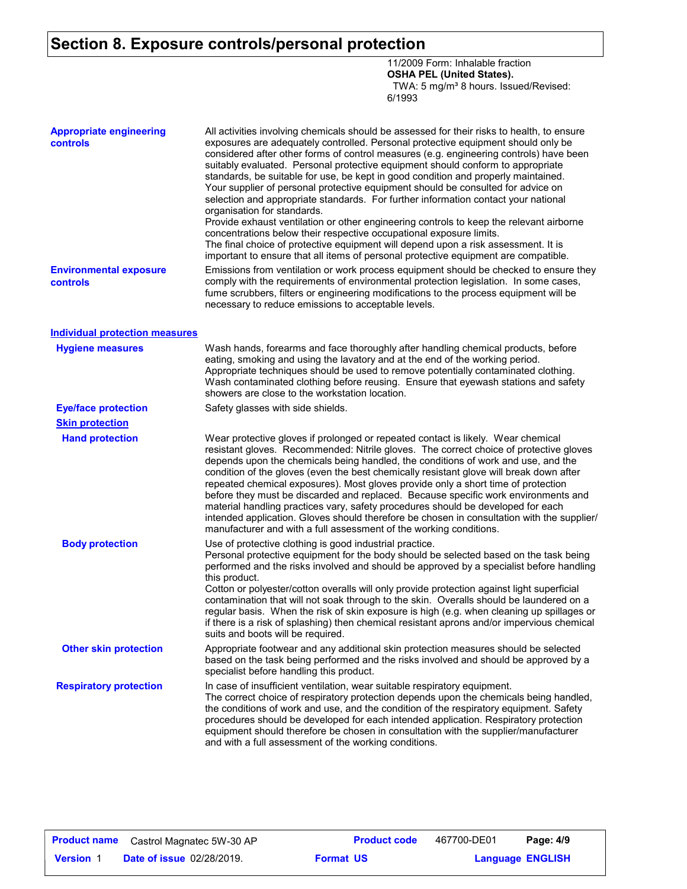# Section 8. Exposure controls/personal protection

11/2009 Form: Inhalable fraction
**OSHA PEL (United States).**
TWA: 5 mg/m³ 8 hours. Issued/Revised: 6/1993

**Appropriate engineering controls**

All activities involving chemicals should be assessed for their risks to health, to ensure exposures are adequately controlled. Personal protective equipment should only be considered after other forms of control measures (e.g. engineering controls) have been suitably evaluated. Personal protective equipment should conform to appropriate standards, be suitable for use, be kept in good condition and properly maintained. Your supplier of personal protective equipment should be consulted for advice on selection and appropriate standards. For further information contact your national organisation for standards.
Provide exhaust ventilation or other engineering controls to keep the relevant airborne concentrations below their respective occupational exposure limits.
The final choice of protective equipment will depend upon a risk assessment. It is important to ensure that all items of personal protective equipment are compatible.

**Environmental exposure controls**

Emissions from ventilation or work process equipment should be checked to ensure they comply with the requirements of environmental protection legislation. In some cases, fume scrubbers, filters or engineering modifications to the process equipment will be necessary to reduce emissions to acceptable levels.

## Individual protection measures

**Hygiene measures**

Wash hands, forearms and face thoroughly after handling chemical products, before eating, smoking and using the lavatory and at the end of the working period. Appropriate techniques should be used to remove potentially contaminated clothing. Wash contaminated clothing before reusing. Ensure that eyewash stations and safety showers are close to the workstation location.

**Eye/face protection**

Safety glasses with side shields.

### Skin protection

**Hand protection**

Wear protective gloves if prolonged or repeated contact is likely. Wear chemical resistant gloves. Recommended: Nitrile gloves. The correct choice of protective gloves depends upon the chemicals being handled, the conditions of work and use, and the condition of the gloves (even the best chemically resistant glove will break down after repeated chemical exposures). Most gloves provide only a short time of protection before they must be discarded and replaced. Because specific work environments and material handling practices vary, safety procedures should be developed for each intended application. Gloves should therefore be chosen in consultation with the supplier/ manufacturer and with a full assessment of the working conditions.

**Body protection**

Use of protective clothing is good industrial practice.
Personal protective equipment for the body should be selected based on the task being performed and the risks involved and should be approved by a specialist before handling this product.
Cotton or polyester/cotton overalls will only provide protection against light superficial contamination that will not soak through to the skin. Overalls should be laundered on a regular basis. When the risk of skin exposure is high (e.g. when cleaning up spillages or if there is a risk of splashing) then chemical resistant aprons and/or impervious chemical suits and boots will be required.

**Other skin protection**

Appropriate footwear and any additional skin protection measures should be selected based on the task being performed and the risks involved and should be approved by a specialist before handling this product.

**Respiratory protection**

In case of insufficient ventilation, wear suitable respiratory equipment.
The correct choice of respiratory protection depends upon the chemicals being handled, the conditions of work and use, and the condition of the respiratory equipment. Safety procedures should be developed for each intended application. Respiratory protection equipment should therefore be chosen in consultation with the supplier/manufacturer and with a full assessment of the working conditions.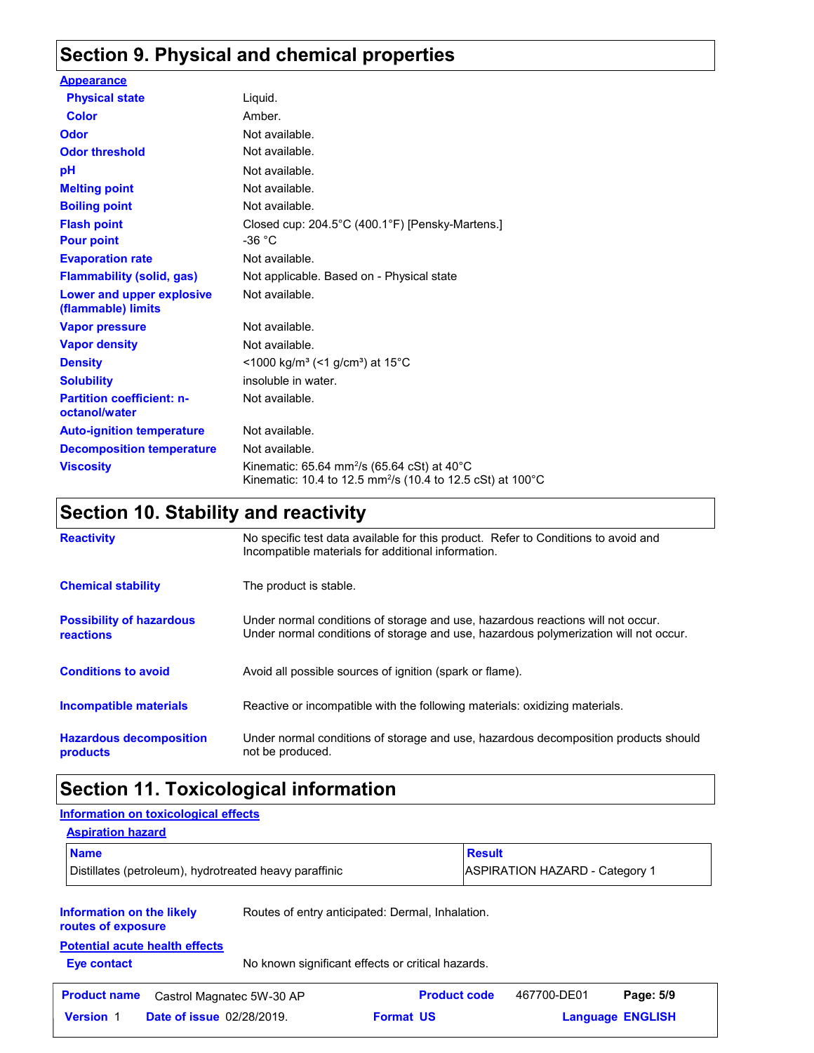## Section 9. Physical and chemical properties

**Appearance**

| | |
|---|---|
| **Physical state** | Liquid. |
| **Color** | Amber. |
| **Odor** | Not available. |
| **Odor threshold** | Not available. |
| **pH** | Not available. |
| **Melting point** | Not available. |
| **Boiling point** | Not available. |
| **Flash point** | Closed cup: 204.5°C (400.1°F) [Pensky-Martens.] |
| **Pour point** | -36 °C |
| **Evaporation rate** | Not available. |
| **Flammability (solid, gas)** | Not applicable. Based on - Physical state |
| **Lower and upper explosive (flammable) limits** | Not available. |
| **Vapor pressure** | Not available. |
| **Vapor density** | Not available. |
| **Density** | <1000 kg/m³ (<1 g/cm³) at 15°C |
| **Solubility** | insoluble in water. |
| **Partition coefficient: n-octanol/water** | Not available. |
| **Auto-ignition temperature** | Not available. |
| **Decomposition temperature** | Not available. |
| **Viscosity** | Kinematic: 65.64 mm²/s (65.64 cSt) at 40°C<br>Kinematic: 10.4 to 12.5 mm²/s (10.4 to 12.5 cSt) at 100°C |

## Section 10. Stability and reactivity

| | |
|---|---|
| **Reactivity** | No specific test data available for this product. Refer to Conditions to avoid and Incompatible materials for additional information. |
| **Chemical stability** | The product is stable. |
| **Possibility of hazardous reactions** | Under normal conditions of storage and use, hazardous reactions will not occur.<br>Under normal conditions of storage and use, hazardous polymerization will not occur. |
| **Conditions to avoid** | Avoid all possible sources of ignition (spark or flame). |
| **Incompatible materials** | Reactive or incompatible with the following materials: oxidizing materials. |
| **Hazardous decomposition products** | Under normal conditions of storage and use, hazardous decomposition products should not be produced. |

## Section 11. Toxicological information

**Information on toxicological effects**

**Aspiration hazard**

| Name | Result |
|---|---|
| Distillates (petroleum), hydrotreated heavy paraffinic | ASPIRATION HAZARD - Category 1 |

**Information on the likely routes of exposure**: Routes of entry anticipated: Dermal, Inhalation.

**Potential acute health effects**

**Eye contact**: No known significant effects or critical hazards.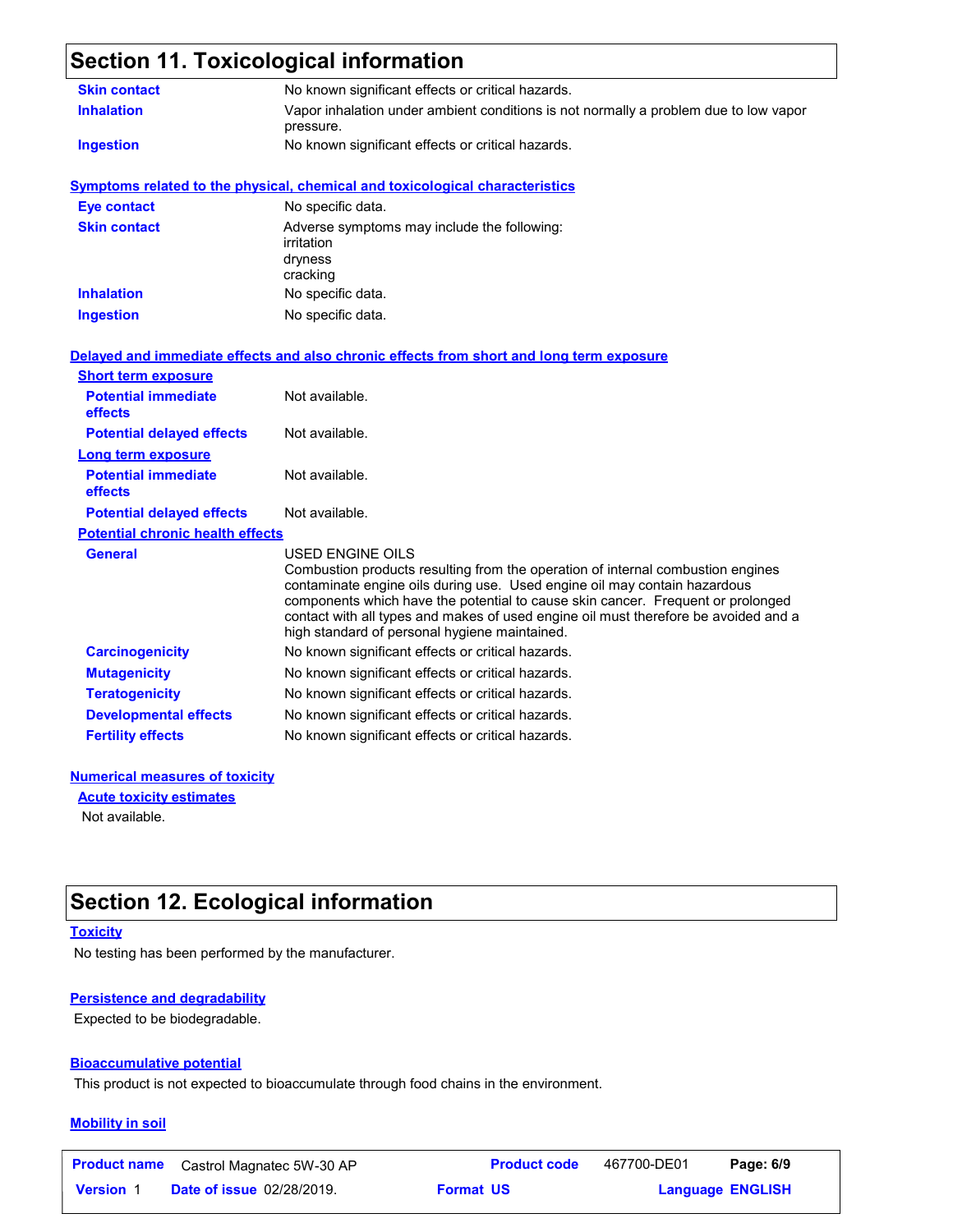## Section 11. Toxicological information

| | |
|---|---|
| **Skin contact** | No known significant effects or critical hazards. |
| **Inhalation** | Vapor inhalation under ambient conditions is not normally a problem due to low vapor pressure. |
| **Ingestion** | No known significant effects or critical hazards. |

### Symptoms related to the physical, chemical and toxicological characteristics

| | |
|---|---|
| **Eye contact** | No specific data. |
| **Skin contact** | Adverse symptoms may include the following:<br>irritation<br>dryness<br>cracking |
| **Inhalation** | No specific data. |
| **Ingestion** | No specific data. |

### Delayed and immediate effects and also chronic effects from short and long term exposure

**Short term exposure**

| | |
|---|---|
| **Potential immediate effects** | Not available. |
| **Potential delayed effects** | Not available. |

**Long term exposure**

| | |
|---|---|
| **Potential immediate effects** | Not available. |
| **Potential delayed effects** | Not available. |

**Potential chronic health effects**

| | |
|---|---|
| **General** | USED ENGINE OILS<br>Combustion products resulting from the operation of internal combustion engines contaminate engine oils during use. Used engine oil may contain hazardous components which have the potential to cause skin cancer. Frequent or prolonged contact with all types and makes of used engine oil must therefore be avoided and a high standard of personal hygiene maintained. |
| **Carcinogenicity** | No known significant effects or critical hazards. |
| **Mutagenicity** | No known significant effects or critical hazards. |
| **Teratogenicity** | No known significant effects or critical hazards. |
| **Developmental effects** | No known significant effects or critical hazards. |
| **Fertility effects** | No known significant effects or critical hazards. |

### Numerical measures of toxicity

**Acute toxicity estimates**

Not available.

## Section 12. Ecological information

### Toxicity

No testing has been performed by the manufacturer.

### Persistence and degradability

Expected to be biodegradable.

### Bioaccumulative potential

This product is not expected to bioaccumulate through food chains in the environment.

### Mobility in soil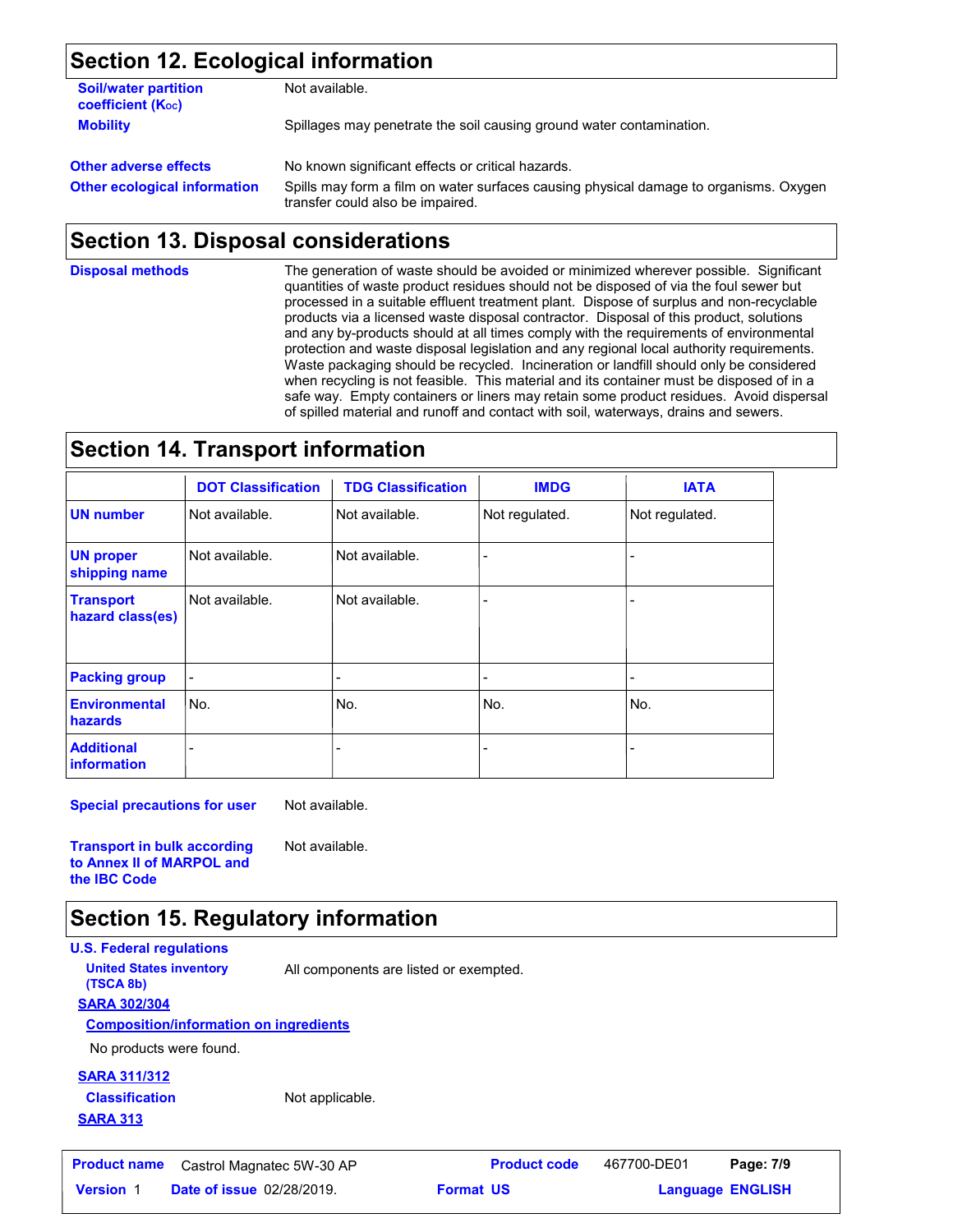## Section 12. Ecological information

**Soil/water partition coefficient ($K_{OC}$)** Not available.

**Mobility** Spillages may penetrate the soil causing ground water contamination.

**Other adverse effects** No known significant effects or critical hazards.

**Other ecological information** Spills may form a film on water surfaces causing physical damage to organisms. Oxygen transfer could also be impaired.

## Section 13. Disposal considerations

**Disposal methods** The generation of waste should be avoided or minimized wherever possible. Significant quantities of waste product residues should not be disposed of via the foul sewer but processed in a suitable effluent treatment plant. Dispose of surplus and non-recyclable products via a licensed waste disposal contractor. Disposal of this product, solutions and any by-products should at all times comply with the requirements of environmental protection and waste disposal legislation and any regional local authority requirements. Waste packaging should be recycled. Incineration or landfill should only be considered when recycling is not feasible. This material and its container must be disposed of in a safe way. Empty containers or liners may retain some product residues. Avoid dispersal of spilled material and runoff and contact with soil, waterways, drains and sewers.

## Section 14. Transport information

| | DOT Classification | TDG Classification | IMDG | IATA |
|---|---|---|---|---|
| **UN number** | Not available. | Not available. | Not regulated. | Not regulated. |
| **UN proper shipping name** | Not available. | Not available. | - | - |
| **Transport hazard class(es)** | Not available. | Not available. | - | - |
| **Packing group** | - | - | - | - |
| **Environmental hazards** | No. | No. | No. | No. |
| **Additional information** | - | - | - | - |

**Special precautions for user** Not available.

**Transport in bulk according to Annex II of MARPOL and the IBC Code** Not available.

## Section 15. Regulatory information

**U.S. Federal regulations**

**United States inventory (TSCA 8b)** All components are listed or exempted.

**SARA 302/304**

**Composition/information on ingredients**

No products were found.

**SARA 311/312**

**Classification** Not applicable.

**SARA 313**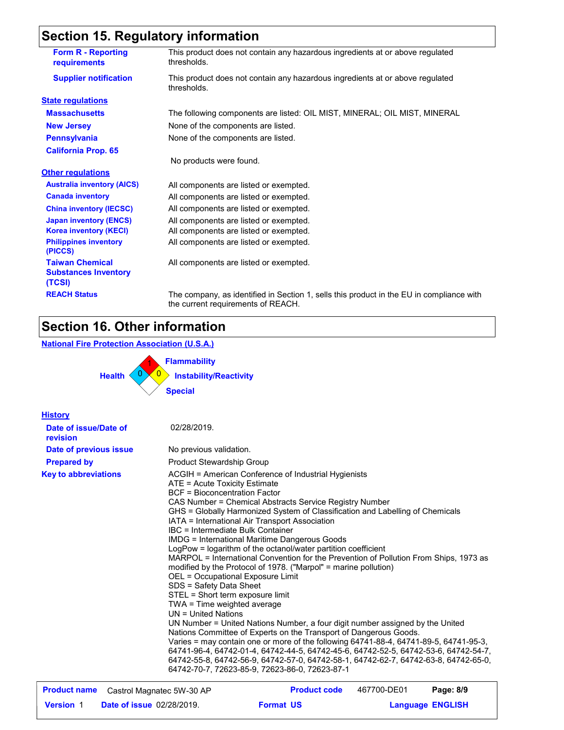## Section 15. Regulatory information

**Form R - Reporting requirements**: This product does not contain any hazardous ingredients at or above regulated thresholds.

**Supplier notification**: This product does not contain any hazardous ingredients at or above regulated thresholds.

### State regulations

**Massachusetts**: The following components are listed: OIL MIST, MINERAL; OIL MIST, MINERAL

**New Jersey**: None of the components are listed.

**Pennsylvania**: None of the components are listed.

**California Prop. 65**

No products were found.

### Other regulations

**Australia inventory (AICS)**: All components are listed or exempted.

**Canada inventory**: All components are listed or exempted.

**China inventory (IECSC)**: All components are listed or exempted.

**Japan inventory (ENCS)**: All components are listed or exempted.

**Korea inventory (KECI)**: All components are listed or exempted.

**Philippines inventory (PICCS)**: All components are listed or exempted.

**Taiwan Chemical Substances Inventory (TCSI)**: All components are listed or exempted.

**REACH Status**: The company, as identified in Section 1, sells this product in the EU in compliance with the current requirements of REACH.

## Section 16. Other information

### National Fire Protection Association (U.S.A.)

- Health: 0
- Flammability: 1
- Instability/Reactivity: 0
- Special:

### History

**Date of issue/Date of revision**: 02/28/2019.

**Date of previous issue**: No previous validation.

**Prepared by**: Product Stewardship Group

**Key to abbreviations**:

ACGIH = American Conference of Industrial Hygienists
ATE = Acute Toxicity Estimate
BCF = Bioconcentration Factor
CAS Number = Chemical Abstracts Service Registry Number
GHS = Globally Harmonized System of Classification and Labelling of Chemicals
IATA = International Air Transport Association
IBC = Intermediate Bulk Container
IMDG = International Maritime Dangerous Goods
LogPow = logarithm of the octanol/water partition coefficient
MARPOL = International Convention for the Prevention of Pollution From Ships, 1973 as modified by the Protocol of 1978. ("Marpol" = marine pollution)
OEL = Occupational Exposure Limit
SDS = Safety Data Sheet
STEL = Short term exposure limit
TWA = Time weighted average
UN = United Nations
UN Number = United Nations Number, a four digit number assigned by the United Nations Committee of Experts on the Transport of Dangerous Goods.
Varies = may contain one or more of the following 64741-88-4, 64741-89-5, 64741-95-3, 64741-96-4, 64742-01-4, 64742-44-5, 64742-45-6, 64742-52-5, 64742-53-6, 64742-54-7, 64742-55-8, 64742-56-9, 64742-57-0, 64742-58-1, 64742-62-7, 64742-63-8, 64742-65-0, 64742-70-7, 72623-85-9, 72623-86-0, 72623-87-1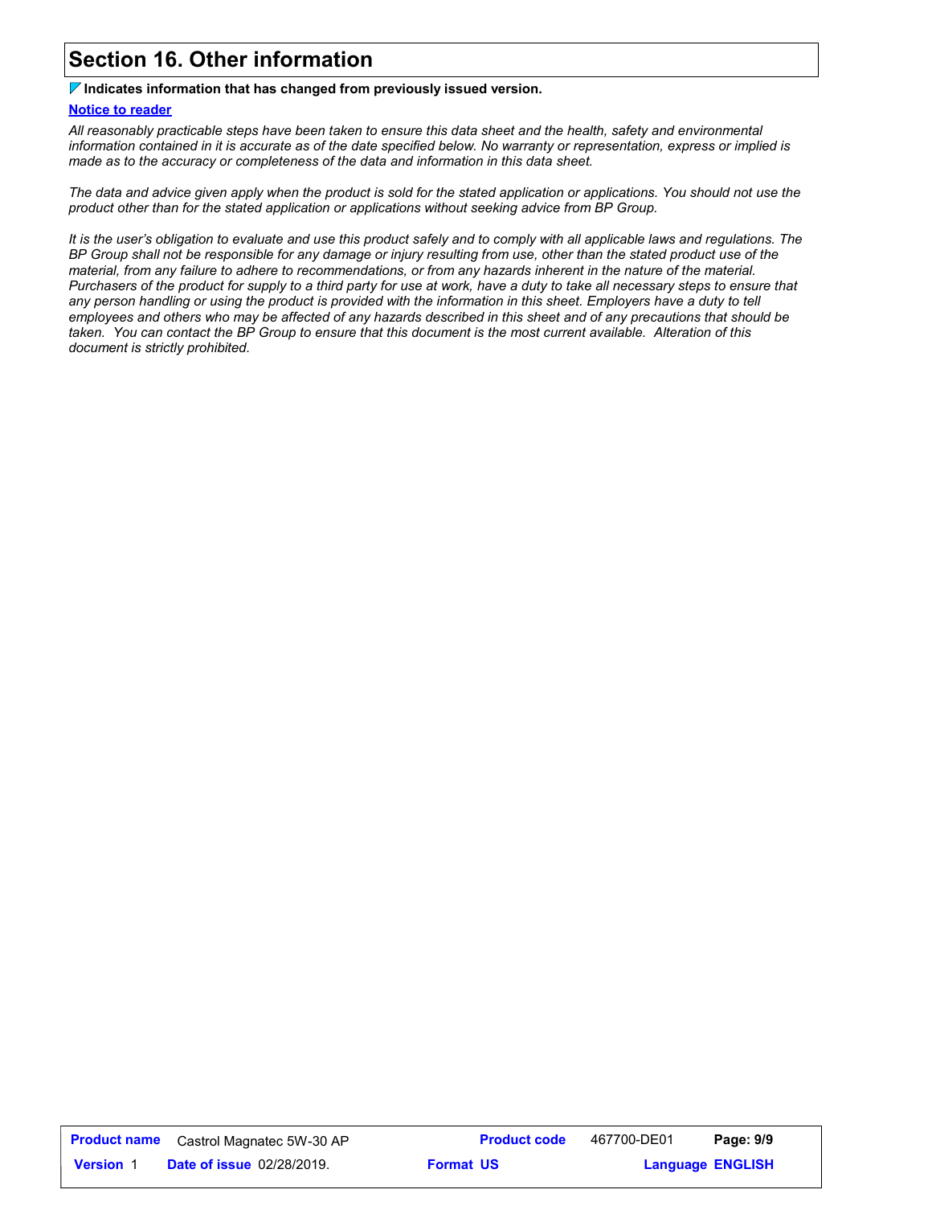# Section 16. Other information

**Indicates information that has changed from previously issued version.**

**Notice to reader**

*All reasonably practicable steps have been taken to ensure this data sheet and the health, safety and environmental information contained in it is accurate as of the date specified below. No warranty or representation, express or implied is made as to the accuracy or completeness of the data and information in this data sheet.*

*The data and advice given apply when the product is sold for the stated application or applications. You should not use the product other than for the stated application or applications without seeking advice from BP Group.*

*It is the user's obligation to evaluate and use this product safely and to comply with all applicable laws and regulations. The BP Group shall not be responsible for any damage or injury resulting from use, other than the stated product use of the material, from any failure to adhere to recommendations, or from any hazards inherent in the nature of the material. Purchasers of the product for supply to a third party for use at work, have a duty to take all necessary steps to ensure that any person handling or using the product is provided with the information in this sheet. Employers have a duty to tell employees and others who may be affected of any hazards described in this sheet and of any precautions that should be taken. You can contact the BP Group to ensure that this document is the most current available. Alteration of this document is strictly prohibited.*